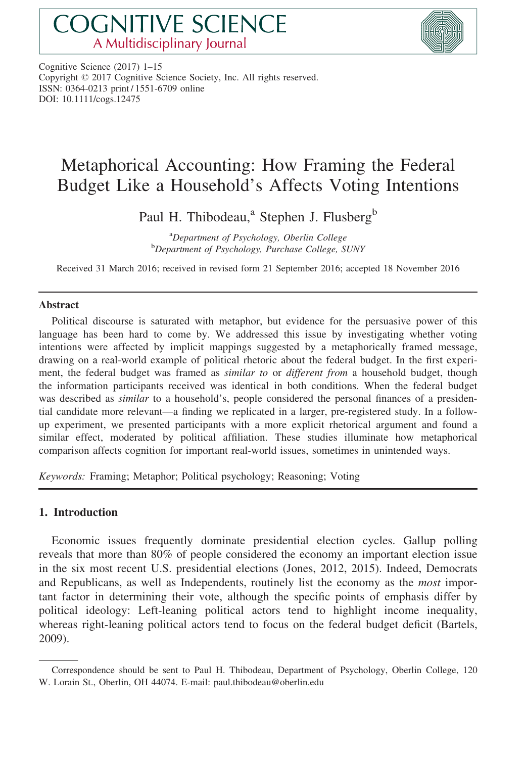Cognitive Science (2017) 1–15
Copyright © 2017 Cognitive Science Society, Inc. All rights reserved.
ISSN: 0364-0213 print / 1551-6709 online
DOI: 10.1111/cogs.12475

# Metaphorical Accounting: How Framing the Federal Budget Like a Household's Affects Voting Intentions

Paul H. Thibodeau,[a] Stephen J. Flusberg[b]

[a]*Department of Psychology, Oberlin College*
[b]*Department of Psychology, Purchase College, SUNY*

Received 31 March 2016; received in revised form 21 September 2016; accepted 18 November 2016

## Abstract

Political discourse is saturated with metaphor, but evidence for the persuasive power of this language has been hard to come by. We addressed this issue by investigating whether voting intentions were affected by implicit mappings suggested by a metaphorically framed message, drawing on a real-world example of political rhetoric about the federal budget. In the first experiment, the federal budget was framed as *similar to* or *different from* a household budget, though the information participants received was identical in both conditions. When the federal budget was described as *similar* to a household's, people considered the personal finances of a presidential candidate more relevant—a finding we replicated in a larger, pre-registered study. In a follow-up experiment, we presented participants with a more explicit rhetorical argument and found a similar effect, moderated by political affiliation. These studies illuminate how metaphorical comparison affects cognition for important real-world issues, sometimes in unintended ways.

*Keywords:* Framing; Metaphor; Political psychology; Reasoning; Voting

## 1. Introduction

Economic issues frequently dominate presidential election cycles. Gallup polling reveals that more than 80% of people considered the economy an important election issue in the six most recent U.S. presidential elections (Jones, 2012, 2015). Indeed, Democrats and Republicans, as well as Independents, routinely list the economy as the *most* important factor in determining their vote, although the specific points of emphasis differ by political ideology: Left-leaning political actors tend to highlight income inequality, whereas right-leaning political actors tend to focus on the federal budget deficit (Bartels, 2009).

---

Correspondence should be sent to Paul H. Thibodeau, Department of Psychology, Oberlin College, 120 W. Lorain St., Oberlin, OH 44074. E-mail: paul.thibodeau@oberlin.edu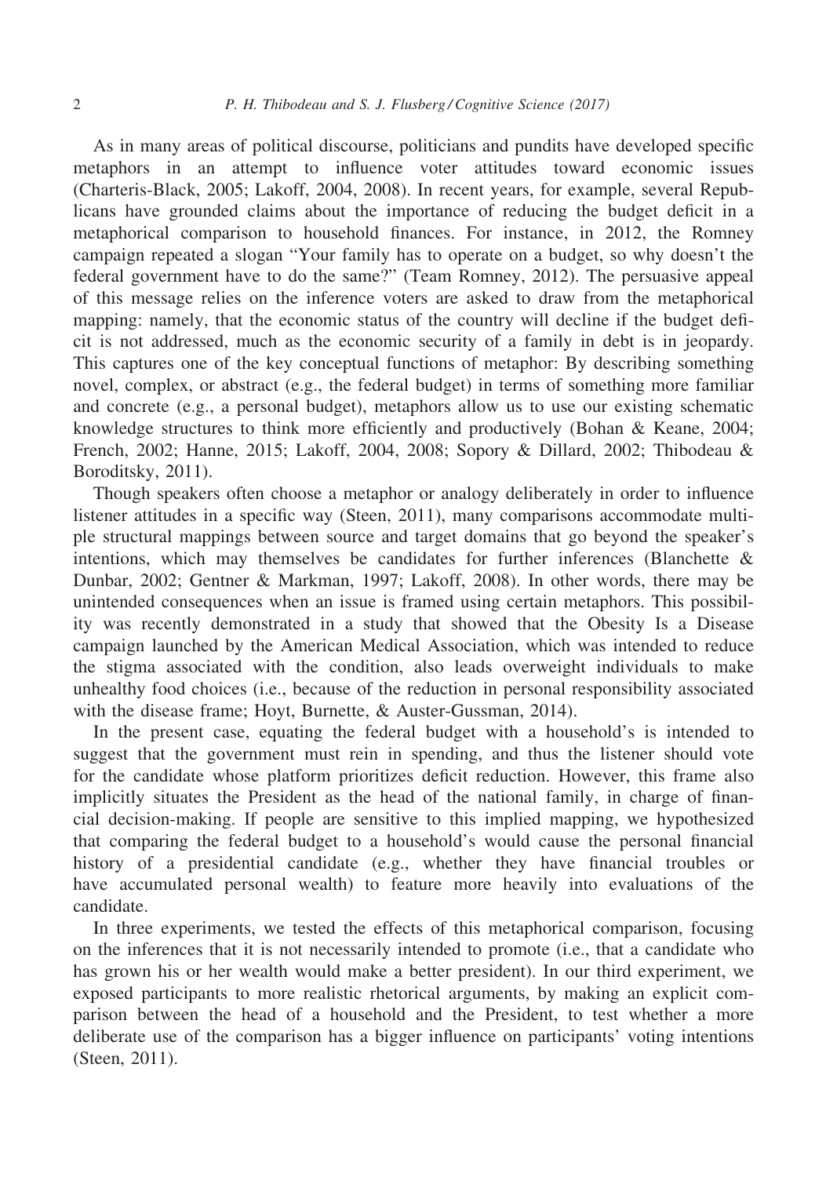As in many areas of political discourse, politicians and pundits have developed specific metaphors in an attempt to influence voter attitudes toward economic issues (Charteris-Black, 2005; Lakoff, 2004, 2008). In recent years, for example, several Republicans have grounded claims about the importance of reducing the budget deficit in a metaphorical comparison to household finances. For instance, in 2012, the Romney campaign repeated a slogan "Your family has to operate on a budget, so why doesn't the federal government have to do the same?" (Team Romney, 2012). The persuasive appeal of this message relies on the inference voters are asked to draw from the metaphorical mapping: namely, that the economic status of the country will decline if the budget deficit is not addressed, much as the economic security of a family in debt is in jeopardy. This captures one of the key conceptual functions of metaphor: By describing something novel, complex, or abstract (e.g., the federal budget) in terms of something more familiar and concrete (e.g., a personal budget), metaphors allow us to use our existing schematic knowledge structures to think more efficiently and productively (Bohan & Keane, 2004; French, 2002; Hanne, 2015; Lakoff, 2004, 2008; Sopory & Dillard, 2002; Thibodeau & Boroditsky, 2011).

Though speakers often choose a metaphor or analogy deliberately in order to influence listener attitudes in a specific way (Steen, 2011), many comparisons accommodate multiple structural mappings between source and target domains that go beyond the speaker's intentions, which may themselves be candidates for further inferences (Blanchette & Dunbar, 2002; Gentner & Markman, 1997; Lakoff, 2008). In other words, there may be unintended consequences when an issue is framed using certain metaphors. This possibility was recently demonstrated in a study that showed that the Obesity Is a Disease campaign launched by the American Medical Association, which was intended to reduce the stigma associated with the condition, also leads overweight individuals to make unhealthy food choices (i.e., because of the reduction in personal responsibility associated with the disease frame; Hoyt, Burnette, & Auster-Gussman, 2014).

In the present case, equating the federal budget with a household's is intended to suggest that the government must rein in spending, and thus the listener should vote for the candidate whose platform prioritizes deficit reduction. However, this frame also implicitly situates the President as the head of the national family, in charge of financial decision-making. If people are sensitive to this implied mapping, we hypothesized that comparing the federal budget to a household's would cause the personal financial history of a presidential candidate (e.g., whether they have financial troubles or have accumulated personal wealth) to feature more heavily into evaluations of the candidate.

In three experiments, we tested the effects of this metaphorical comparison, focusing on the inferences that it is not necessarily intended to promote (i.e., that a candidate who has grown his or her wealth would make a better president). In our third experiment, we exposed participants to more realistic rhetorical arguments, by making an explicit comparison between the head of a household and the President, to test whether a more deliberate use of the comparison has a bigger influence on participants' voting intentions (Steen, 2011).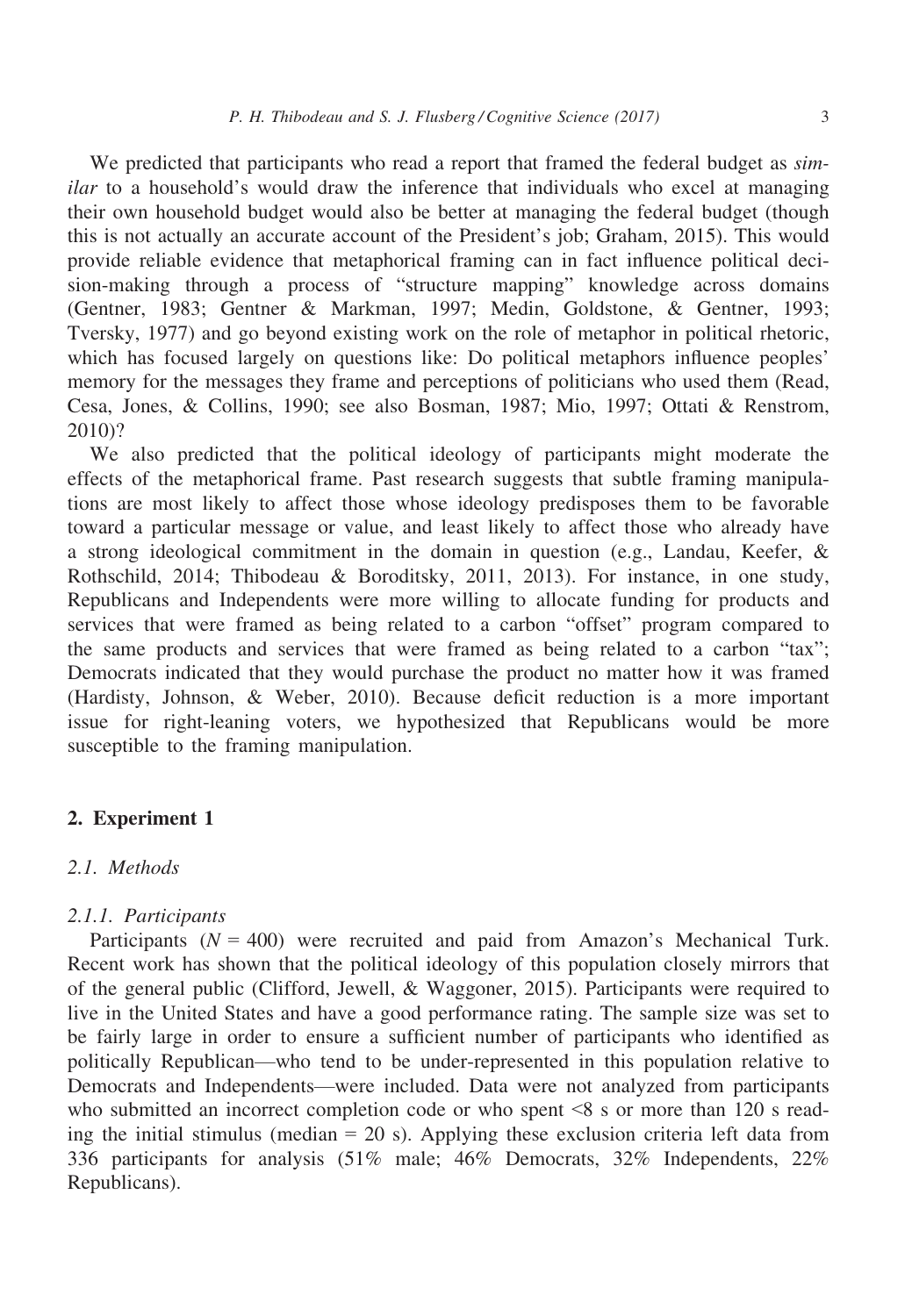We predicted that participants who read a report that framed the federal budget as *similar* to a household's would draw the inference that individuals who excel at managing their own household budget would also be better at managing the federal budget (though this is not actually an accurate account of the President's job; Graham, 2015). This would provide reliable evidence that metaphorical framing can in fact influence political decision-making through a process of "structure mapping" knowledge across domains (Gentner, 1983; Gentner & Markman, 1997; Medin, Goldstone, & Gentner, 1993; Tversky, 1977) and go beyond existing work on the role of metaphor in political rhetoric, which has focused largely on questions like: Do political metaphors influence peoples' memory for the messages they frame and perceptions of politicians who used them (Read, Cesa, Jones, & Collins, 1990; see also Bosman, 1987; Mio, 1997; Ottati & Renstrom, 2010)?

We also predicted that the political ideology of participants might moderate the effects of the metaphorical frame. Past research suggests that subtle framing manipulations are most likely to affect those whose ideology predisposes them to be favorable toward a particular message or value, and least likely to affect those who already have a strong ideological commitment in the domain in question (e.g., Landau, Keefer, & Rothschild, 2014; Thibodeau & Boroditsky, 2011, 2013). For instance, in one study, Republicans and Independents were more willing to allocate funding for products and services that were framed as being related to a carbon "offset" program compared to the same products and services that were framed as being related to a carbon "tax"; Democrats indicated that they would purchase the product no matter how it was framed (Hardisty, Johnson, & Weber, 2010). Because deficit reduction is a more important issue for right-leaning voters, we hypothesized that Republicans would be more susceptible to the framing manipulation.

## 2. Experiment 1

### 2.1. Methods

#### 2.1.1. Participants

Participants ($N = 400$) were recruited and paid from Amazon's Mechanical Turk. Recent work has shown that the political ideology of this population closely mirrors that of the general public (Clifford, Jewell, & Waggoner, 2015). Participants were required to live in the United States and have a good performance rating. The sample size was set to be fairly large in order to ensure a sufficient number of participants who identified as politically Republican—who tend to be under-represented in this population relative to Democrats and Independents—were included. Data were not analyzed from participants who submitted an incorrect completion code or who spent <8 s or more than 120 s reading the initial stimulus (median = 20 s). Applying these exclusion criteria left data from 336 participants for analysis (51% male; 46% Democrats, 32% Independents, 22% Republicans).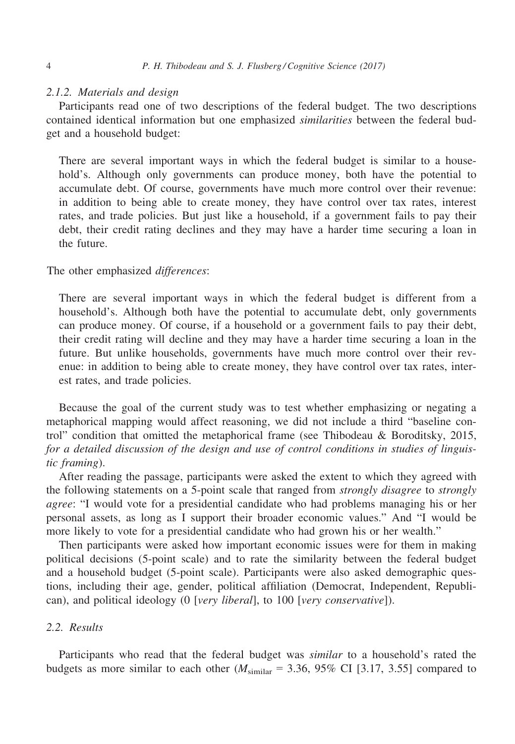### 2.1.2. Materials and design

Participants read one of two descriptions of the federal budget. The two descriptions contained identical information but one emphasized *similarities* between the federal budget and a household budget:

> There are several important ways in which the federal budget is similar to a household's. Although only governments can produce money, both have the potential to accumulate debt. Of course, governments have much more control over their revenue: in addition to being able to create money, they have control over tax rates, interest rates, and trade policies. But just like a household, if a government fails to pay their debt, their credit rating declines and they may have a harder time securing a loan in the future.

The other emphasized *differences*:

> There are several important ways in which the federal budget is different from a household's. Although both have the potential to accumulate debt, only governments can produce money. Of course, if a household or a government fails to pay their debt, their credit rating will decline and they may have a harder time securing a loan in the future. But unlike households, governments have much more control over their revenue: in addition to being able to create money, they have control over tax rates, interest rates, and trade policies.

Because the goal of the current study was to test whether emphasizing or negating a metaphorical mapping would affect reasoning, we did not include a third "baseline control" condition that omitted the metaphorical frame (see Thibodeau & Boroditsky, 2015, *for a detailed discussion of the design and use of control conditions in studies of linguistic framing*).

After reading the passage, participants were asked the extent to which they agreed with the following statements on a 5-point scale that ranged from *strongly disagree* to *strongly agree*: "I would vote for a presidential candidate who had problems managing his or her personal assets, as long as I support their broader economic values." And "I would be more likely to vote for a presidential candidate who had grown his or her wealth."

Then participants were asked how important economic issues were for them in making political decisions (5-point scale) and to rate the similarity between the federal budget and a household budget (5-point scale). Participants were also asked demographic questions, including their age, gender, political affiliation (Democrat, Independent, Republican), and political ideology (0 [*very liberal*], to 100 [*very conservative*]).

## 2.2. Results

Participants who read that the federal budget was *similar* to a household's rated the budgets as more similar to each other ($M_{\text{similar}}$ = 3.36, 95% CI [3.17, 3.55] compared to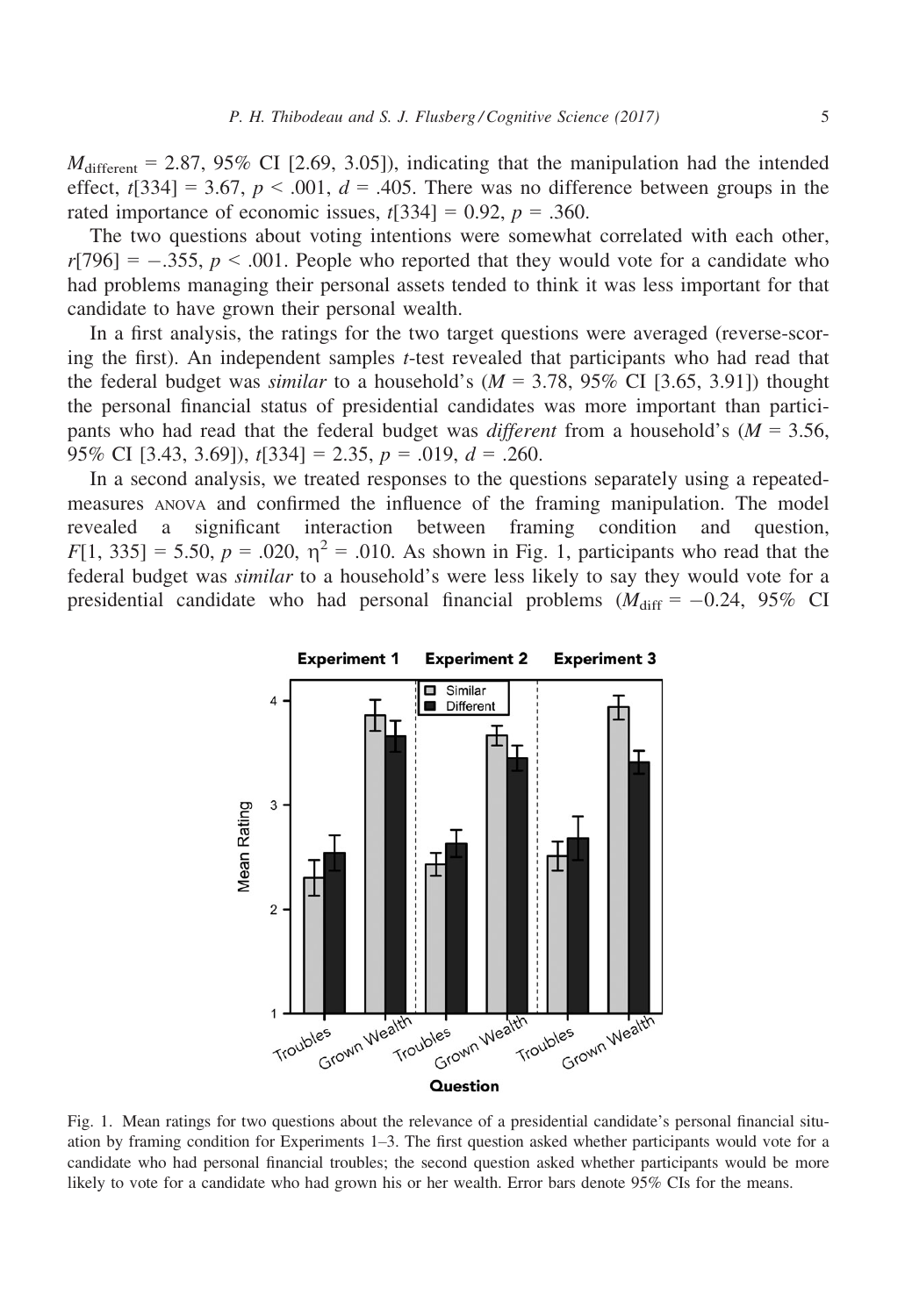$M_{different}$ = 2.87, 95% CI [2.69, 3.05]), indicating that the manipulation had the intended effect, $t[334] = 3.67$, $p < .001$, $d = .405$. There was no difference between groups in the rated importance of economic issues, $t[334] = 0.92$, $p = .360$.

The two questions about voting intentions were somewhat correlated with each other, $r[796] = -.355$, $p < .001$. People who reported that they would vote for a candidate who had problems managing their personal assets tended to think it was less important for that candidate to have grown their personal wealth.

In a first analysis, the ratings for the two target questions were averaged (reverse-scoring the first). An independent samples $t$-test revealed that participants who had read that the federal budget was *similar* to a household's ($M = 3.78$, 95% CI [3.65, 3.91]) thought the personal financial status of presidential candidates was more important than participants who had read that the federal budget was *different* from a household's ($M = 3.56$, 95% CI [3.43, 3.69]), $t[334] = 2.35$, $p = .019$, $d = .260$.

In a second analysis, we treated responses to the questions separately using a repeated-measures ANOVA and confirmed the influence of the framing manipulation. The model revealed a significant interaction between framing condition and question, $F[1, 335] = 5.50$, $p = .020$, $\eta^2 = .010$. As shown in Fig. 1, participants who read that the federal budget was *similar* to a household's were less likely to say they would vote for a presidential candidate who had personal financial problems ($M_{diff} = -0.24$, 95% CI

Fig. 1. Mean ratings for two questions about the relevance of a presidential candidate's personal financial situation by framing condition for Experiments 1–3. The first question asked whether participants would vote for a candidate who had personal financial troubles; the second question asked whether participants would be more likely to vote for a candidate who had grown his or her wealth. Error bars denote 95% CIs for the means.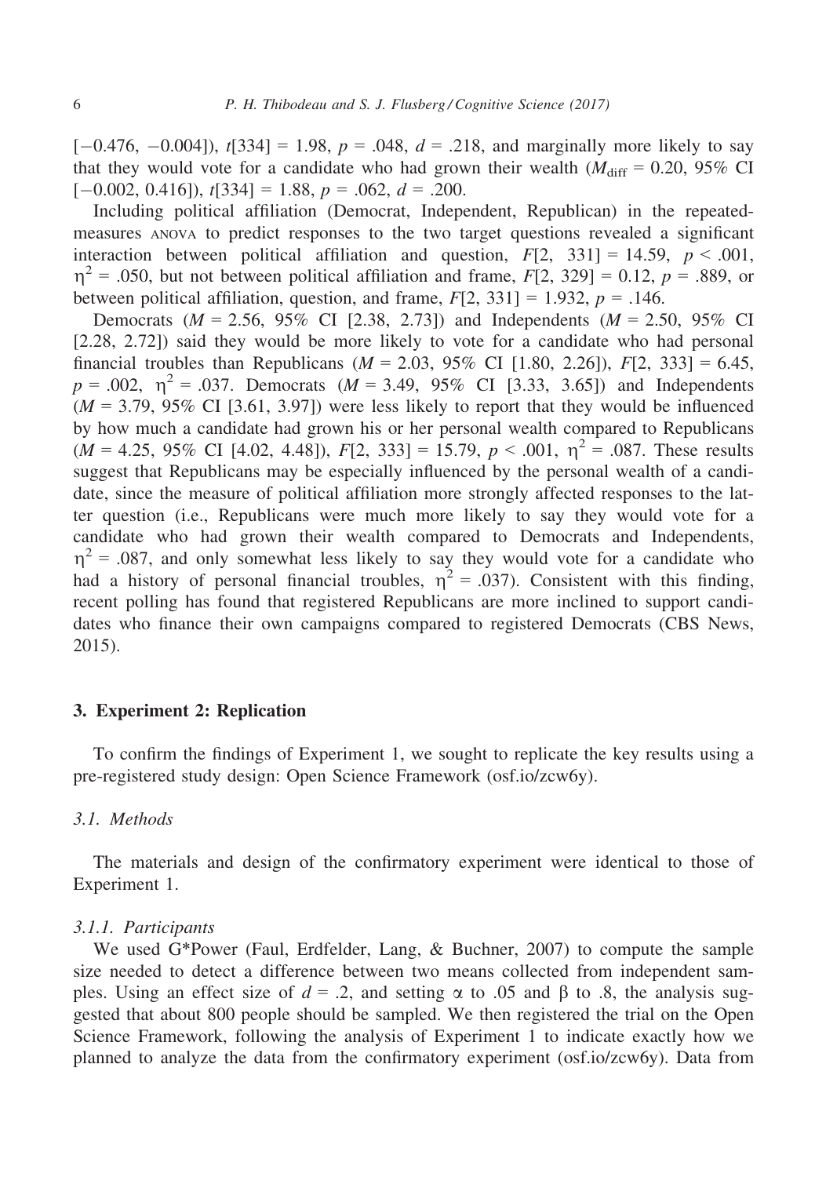[−0.476, −0.004]), $t[334] = 1.98$, $p = .048$, $d = .218$, and marginally more likely to say that they would vote for a candidate who had grown their wealth ($M_{\text{diff}} = 0.20$, 95% CI [−0.002, 0.416]), $t[334] = 1.88$, $p = .062$, $d = .200$.

Including political affiliation (Democrat, Independent, Republican) in the repeated-measures ANOVA to predict responses to the two target questions revealed a significant interaction between political affiliation and question, $F[2, 331] = 14.59$, $p < .001$, $\eta^2 = .050$, but not between political affiliation and frame, $F[2, 329] = 0.12$, $p = .889$, or between political affiliation, question, and frame, $F[2, 331] = 1.932$, $p = .146$.

Democrats ($M = 2.56$, 95% CI [2.38, 2.73]) and Independents ($M = 2.50$, 95% CI [2.28, 2.72]) said they would be more likely to vote for a candidate who had personal financial troubles than Republicans ($M = 2.03$, 95% CI [1.80, 2.26]), $F[2, 333] = 6.45$, $p = .002$, $\eta^2 = .037$. Democrats ($M = 3.49$, 95% CI [3.33, 3.65]) and Independents ($M = 3.79$, 95% CI [3.61, 3.97]) were less likely to report that they would be influenced by how much a candidate had grown his or her personal wealth compared to Republicans ($M = 4.25$, 95% CI [4.02, 4.48]), $F[2, 333] = 15.79$, $p < .001$, $\eta^2 = .087$. These results suggest that Republicans may be especially influenced by the personal wealth of a candidate, since the measure of political affiliation more strongly affected responses to the latter question (i.e., Republicans were much more likely to say they would vote for a candidate who had grown their wealth compared to Democrats and Independents, $\eta^2 = .087$, and only somewhat less likely to say they would vote for a candidate who had a history of personal financial troubles, $\eta^2 = .037$). Consistent with this finding, recent polling has found that registered Republicans are more inclined to support candidates who finance their own campaigns compared to registered Democrats (CBS News, 2015).

## 3. Experiment 2: Replication

To confirm the findings of Experiment 1, we sought to replicate the key results using a pre-registered study design: Open Science Framework (osf.io/zcw6y).

### 3.1. Methods

The materials and design of the confirmatory experiment were identical to those of Experiment 1.

#### 3.1.1. Participants

We used G*Power (Faul, Erdfelder, Lang, & Buchner, 2007) to compute the sample size needed to detect a difference between two means collected from independent samples. Using an effect size of $d = .2$, and setting $\alpha$ to .05 and $\beta$ to .8, the analysis suggested that about 800 people should be sampled. We then registered the trial on the Open Science Framework, following the analysis of Experiment 1 to indicate exactly how we planned to analyze the data from the confirmatory experiment (osf.io/zcw6y). Data from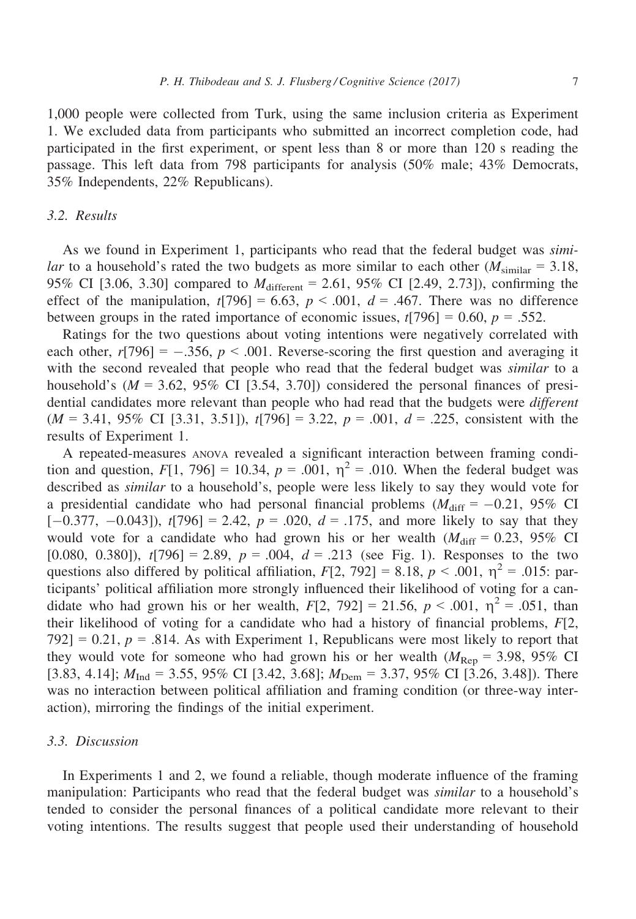1,000 people were collected from Turk, using the same inclusion criteria as Experiment 1. We excluded data from participants who submitted an incorrect completion code, had participated in the first experiment, or spent less than 8 or more than 120 s reading the passage. This left data from 798 participants for analysis (50% male; 43% Democrats, 35% Independents, 22% Republicans).

### 3.2. Results

As we found in Experiment 1, participants who read that the federal budget was *similar* to a household's rated the two budgets as more similar to each other ($M_{\text{similar}}$ = 3.18, 95% CI [3.06, 3.30] compared to $M_{\text{different}}$ = 2.61, 95% CI [2.49, 2.73]), confirming the effect of the manipulation, $t$[796] = 6.63, $p$ < .001, $d$ = .467. There was no difference between groups in the rated importance of economic issues, $t$[796] = 0.60, $p$ = .552.

Ratings for the two questions about voting intentions were negatively correlated with each other, $r$[796] = −.356, $p$ < .001. Reverse-scoring the first question and averaging it with the second revealed that people who read that the federal budget was *similar* to a household's ($M$ = 3.62, 95% CI [3.54, 3.70]) considered the personal finances of presidential candidates more relevant than people who had read that the budgets were *different* ($M$ = 3.41, 95% CI [3.31, 3.51]), $t$[796] = 3.22, $p$ = .001, $d$ = .225, consistent with the results of Experiment 1.

A repeated-measures ANOVA revealed a significant interaction between framing condition and question, $F$[1, 796] = 10.34, $p$ = .001, $\eta^2$ = .010. When the federal budget was described as *similar* to a household's, people were less likely to say they would vote for a presidential candidate who had personal financial problems ($M_{\text{diff}}$ = −0.21, 95% CI [−0.377, −0.043]), $t$[796] = 2.42, $p$ = .020, $d$ = .175, and more likely to say that they would vote for a candidate who had grown his or her wealth ($M_{\text{diff}}$ = 0.23, 95% CI [0.080, 0.380]), $t$[796] = 2.89, $p$ = .004, $d$ = .213 (see Fig. 1). Responses to the two questions also differed by political affiliation, $F$[2, 792] = 8.18, $p$ < .001, $\eta^2$ = .015: participants' political affiliation more strongly influenced their likelihood of voting for a candidate who had grown his or her wealth, $F$[2, 792] = 21.56, $p$ < .001, $\eta^2$ = .051, than their likelihood of voting for a candidate who had a history of financial problems, $F$[2, 792] = 0.21, $p$ = .814. As with Experiment 1, Republicans were most likely to report that they would vote for someone who had grown his or her wealth ($M_{\text{Rep}}$ = 3.98, 95% CI [3.83, 4.14]; $M_{\text{Ind}}$ = 3.55, 95% CI [3.42, 3.68]; $M_{\text{Dem}}$ = 3.37, 95% CI [3.26, 3.48]). There was no interaction between political affiliation and framing condition (or three-way interaction), mirroring the findings of the initial experiment.

### 3.3. Discussion

In Experiments 1 and 2, we found a reliable, though moderate influence of the framing manipulation: Participants who read that the federal budget was *similar* to a household's tended to consider the personal finances of a political candidate more relevant to their voting intentions. The results suggest that people used their understanding of household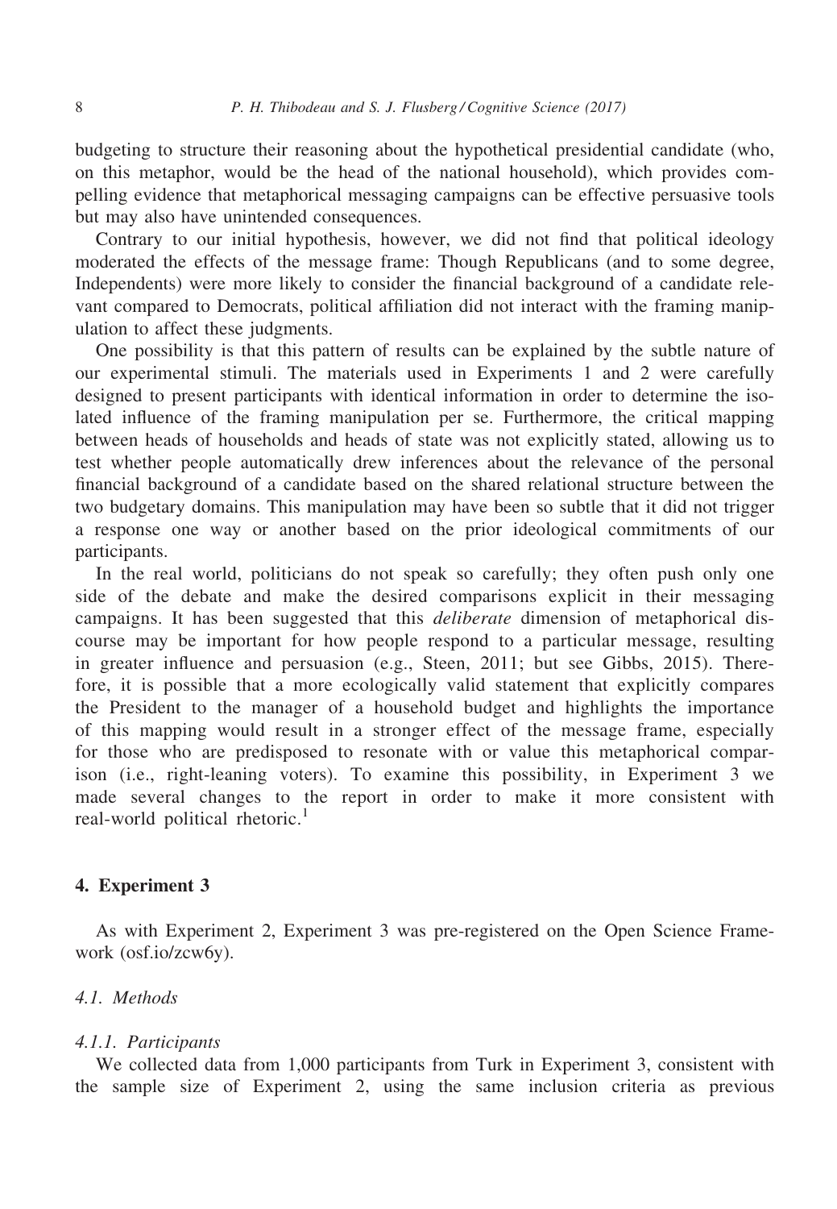budgeting to structure their reasoning about the hypothetical presidential candidate (who, on this metaphor, would be the head of the national household), which provides compelling evidence that metaphorical messaging campaigns can be effective persuasive tools but may also have unintended consequences.

Contrary to our initial hypothesis, however, we did not find that political ideology moderated the effects of the message frame: Though Republicans (and to some degree, Independents) were more likely to consider the financial background of a candidate relevant compared to Democrats, political affiliation did not interact with the framing manipulation to affect these judgments.

One possibility is that this pattern of results can be explained by the subtle nature of our experimental stimuli. The materials used in Experiments 1 and 2 were carefully designed to present participants with identical information in order to determine the isolated influence of the framing manipulation per se. Furthermore, the critical mapping between heads of households and heads of state was not explicitly stated, allowing us to test whether people automatically drew inferences about the relevance of the personal financial background of a candidate based on the shared relational structure between the two budgetary domains. This manipulation may have been so subtle that it did not trigger a response one way or another based on the prior ideological commitments of our participants.

In the real world, politicians do not speak so carefully; they often push only one side of the debate and make the desired comparisons explicit in their messaging campaigns. It has been suggested that this *deliberate* dimension of metaphorical discourse may be important for how people respond to a particular message, resulting in greater influence and persuasion (e.g., Steen, 2011; but see Gibbs, 2015). Therefore, it is possible that a more ecologically valid statement that explicitly compares the President to the manager of a household budget and highlights the importance of this mapping would result in a stronger effect of the message frame, especially for those who are predisposed to resonate with or value this metaphorical comparison (i.e., right-leaning voters). To examine this possibility, in Experiment 3 we made several changes to the report in order to make it more consistent with real-world political rhetoric.[1]

## 4. Experiment 3

As with Experiment 2, Experiment 3 was pre-registered on the Open Science Framework (osf.io/zcw6y).

### 4.1. Methods

#### 4.1.1. Participants

We collected data from 1,000 participants from Turk in Experiment 3, consistent with the sample size of Experiment 2, using the same inclusion criteria as previous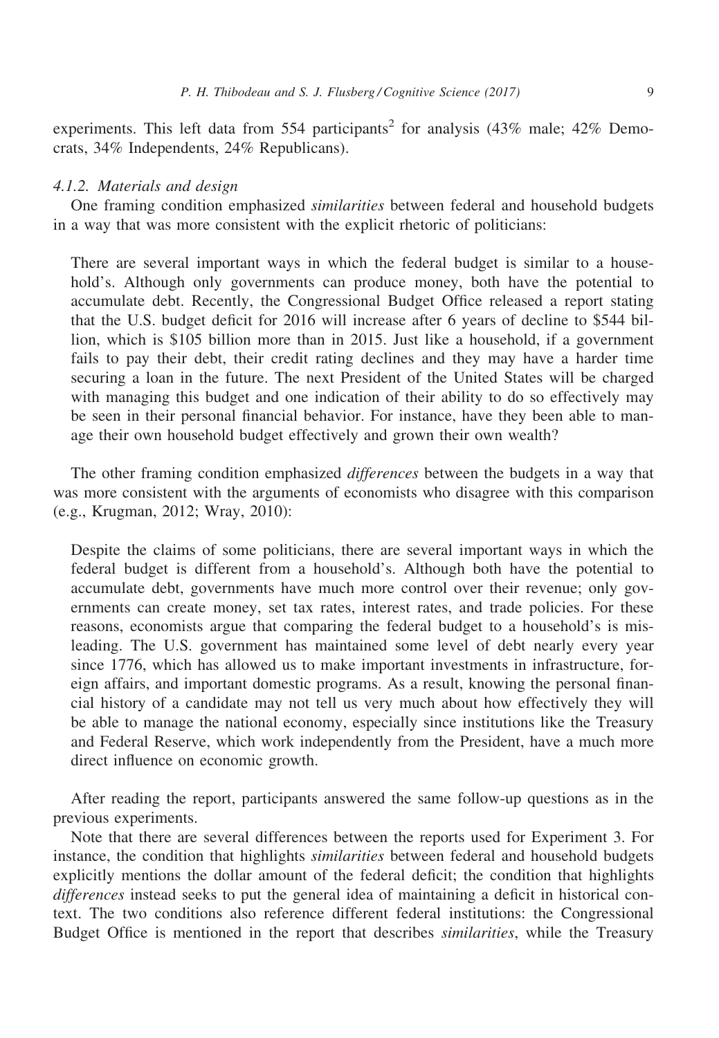experiments. This left data from 554 participants[2] for analysis (43% male; 42% Democrats, 34% Independents, 24% Republicans).

#### 4.1.2. Materials and design

One framing condition emphasized *similarities* between federal and household budgets in a way that was more consistent with the explicit rhetoric of politicians:

> There are several important ways in which the federal budget is similar to a household's. Although only governments can produce money, both have the potential to accumulate debt. Recently, the Congressional Budget Office released a report stating that the U.S. budget deficit for 2016 will increase after 6 years of decline to $544 billion, which is $105 billion more than in 2015. Just like a household, if a government fails to pay their debt, their credit rating declines and they may have a harder time securing a loan in the future. The next President of the United States will be charged with managing this budget and one indication of their ability to do so effectively may be seen in their personal financial behavior. For instance, have they been able to manage their own household budget effectively and grown their own wealth?

The other framing condition emphasized *differences* between the budgets in a way that was more consistent with the arguments of economists who disagree with this comparison (e.g., Krugman, 2012; Wray, 2010):

> Despite the claims of some politicians, there are several important ways in which the federal budget is different from a household's. Although both have the potential to accumulate debt, governments have much more control over their revenue; only governments can create money, set tax rates, interest rates, and trade policies. For these reasons, economists argue that comparing the federal budget to a household's is misleading. The U.S. government has maintained some level of debt nearly every year since 1776, which has allowed us to make important investments in infrastructure, foreign affairs, and important domestic programs. As a result, knowing the personal financial history of a candidate may not tell us very much about how effectively they will be able to manage the national economy, especially since institutions like the Treasury and Federal Reserve, which work independently from the President, have a much more direct influence on economic growth.

After reading the report, participants answered the same follow-up questions as in the previous experiments.

Note that there are several differences between the reports used for Experiment 3. For instance, the condition that highlights *similarities* between federal and household budgets explicitly mentions the dollar amount of the federal deficit; the condition that highlights *differences* instead seeks to put the general idea of maintaining a deficit in historical context. The two conditions also reference different federal institutions: the Congressional Budget Office is mentioned in the report that describes *similarities*, while the Treasury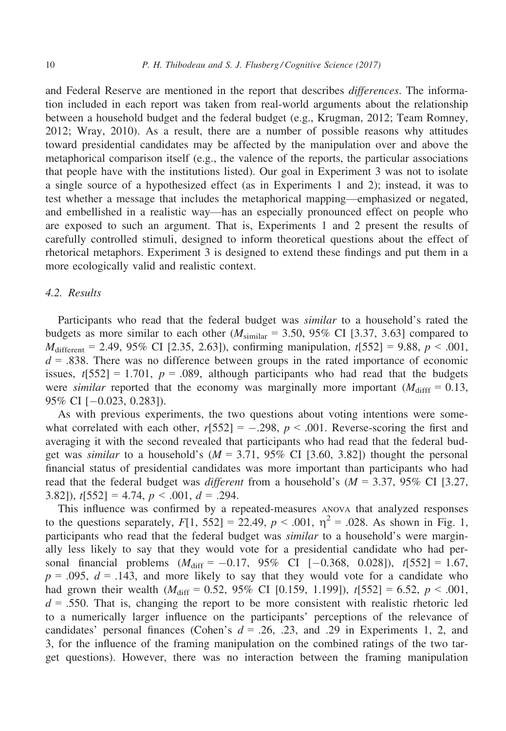and Federal Reserve are mentioned in the report that describes *differences*. The information included in each report was taken from real-world arguments about the relationship between a household budget and the federal budget (e.g., Krugman, 2012; Team Romney, 2012; Wray, 2010). As a result, there are a number of possible reasons why attitudes toward presidential candidates may be affected by the manipulation over and above the metaphorical comparison itself (e.g., the valence of the reports, the particular associations that people have with the institutions listed). Our goal in Experiment 3 was not to isolate a single source of a hypothesized effect (as in Experiments 1 and 2); instead, it was to test whether a message that includes the metaphorical mapping—emphasized or negated, and embellished in a realistic way—has an especially pronounced effect on people who are exposed to such an argument. That is, Experiments 1 and 2 present the results of carefully controlled stimuli, designed to inform theoretical questions about the effect of rhetorical metaphors. Experiment 3 is designed to extend these findings and put them in a more ecologically valid and realistic context.

### 4.2. Results

Participants who read that the federal budget was *similar* to a household's rated the budgets as more similar to each other ($M_{\text{similar}}$ = 3.50, 95% CI [3.37, 3.63] compared to $M_{\text{different}}$ = 2.49, 95% CI [2.35, 2.63]), confirming manipulation, $t[552] = 9.88$, $p < .001$, $d = .838$. There was no difference between groups in the rated importance of economic issues, $t[552] = 1.701$, $p = .089$, although participants who had read that the budgets were *similar* reported that the economy was marginally more important ($M_{\text{difff}}$ = 0.13, 95% CI [−0.023, 0.283]).

As with previous experiments, the two questions about voting intentions were somewhat correlated with each other, $r[552] = -.298$, $p < .001$. Reverse-scoring the first and averaging it with the second revealed that participants who had read that the federal budget was *similar* to a household's ($M$ = 3.71, 95% CI [3.60, 3.82]) thought the personal financial status of presidential candidates was more important than participants who had read that the federal budget was *different* from a household's ($M$ = 3.37, 95% CI [3.27, 3.82]), $t[552] = 4.74$, $p < .001$, $d = .294$.

This influence was confirmed by a repeated-measures ANOVA that analyzed responses to the questions separately, $F[1, 552] = 22.49$, $p < .001$, $\eta^2 = .028$. As shown in Fig. 1, participants who read that the federal budget was *similar* to a household's were marginally less likely to say that they would vote for a presidential candidate who had personal financial problems ($M_{\text{diff}}$ = −0.17, 95% CI [−0.368, 0.028]), $t[552] = 1.67$, $p = .095$, $d = .143$, and more likely to say that they would vote for a candidate who had grown their wealth ($M_{\text{diff}}$ = 0.52, 95% CI [0.159, 1.199]), $t[552] = 6.52$, $p < .001$, $d = .550$. That is, changing the report to be more consistent with realistic rhetoric led to a numerically larger influence on the participants' perceptions of the relevance of candidates' personal finances (Cohen's $d$ = .26, .23, and .29 in Experiments 1, 2, and 3, for the influence of the framing manipulation on the combined ratings of the two target questions). However, there was no interaction between the framing manipulation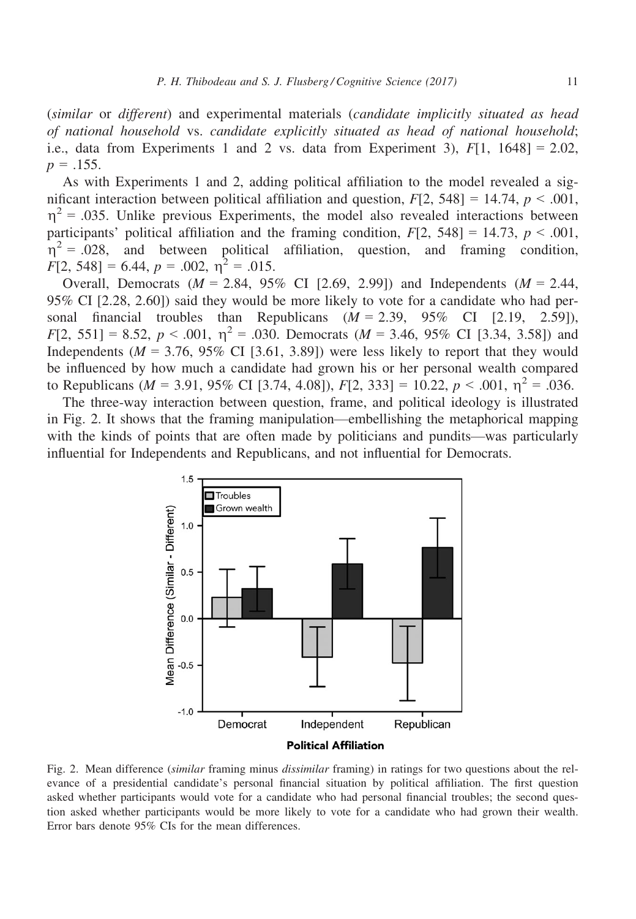(*similar* or *different*) and experimental materials (*candidate implicitly situated as head of national household* vs. *candidate explicitly situated as head of national household*; i.e., data from Experiments 1 and 2 vs. data from Experiment 3), $F[1, 1648] = 2.02$, $p = .155$.

As with Experiments 1 and 2, adding political affiliation to the model revealed a significant interaction between political affiliation and question, $F[2, 548] = 14.74$, $p < .001$, $\eta^2 = .035$. Unlike previous Experiments, the model also revealed interactions between participants' political affiliation and the framing condition, $F[2, 548] = 14.73$, $p < .001$, $\eta^2 = .028$, and between political affiliation, question, and framing condition, $F[2, 548] = 6.44$, $p = .002$, $\eta^2 = .015$.

Overall, Democrats ($M = 2.84$, 95% CI [2.69, 2.99]) and Independents ($M = 2.44$, 95% CI [2.28, 2.60]) said they would be more likely to vote for a candidate who had personal financial troubles than Republicans ($M = 2.39$, 95% CI [2.19, 2.59]), $F[2, 551] = 8.52$, $p < .001$, $\eta^2 = .030$. Democrats ($M = 3.46$, 95% CI [3.34, 3.58]) and Independents ($M = 3.76$, 95% CI [3.61, 3.89]) were less likely to report that they would be influenced by how much a candidate had grown his or her personal wealth compared to Republicans ($M = 3.91$, 95% CI [3.74, 4.08]), $F[2, 333] = 10.22$, $p < .001$, $\eta^2 = .036$.

The three-way interaction between question, frame, and political ideology is illustrated in Fig. 2. It shows that the framing manipulation—embellishing the metaphorical mapping with the kinds of points that are often made by politicians and pundits—was particularly influential for Independents and Republicans, and not influential for Democrats.

Fig. 2. Mean difference (*similar* framing minus *dissimilar* framing) in ratings for two questions about the relevance of a presidential candidate's personal financial situation by political affiliation. The first question asked whether participants would vote for a candidate who had personal financial troubles; the second question asked whether participants would be more likely to vote for a candidate who had grown their wealth. Error bars denote 95% CIs for the mean differences.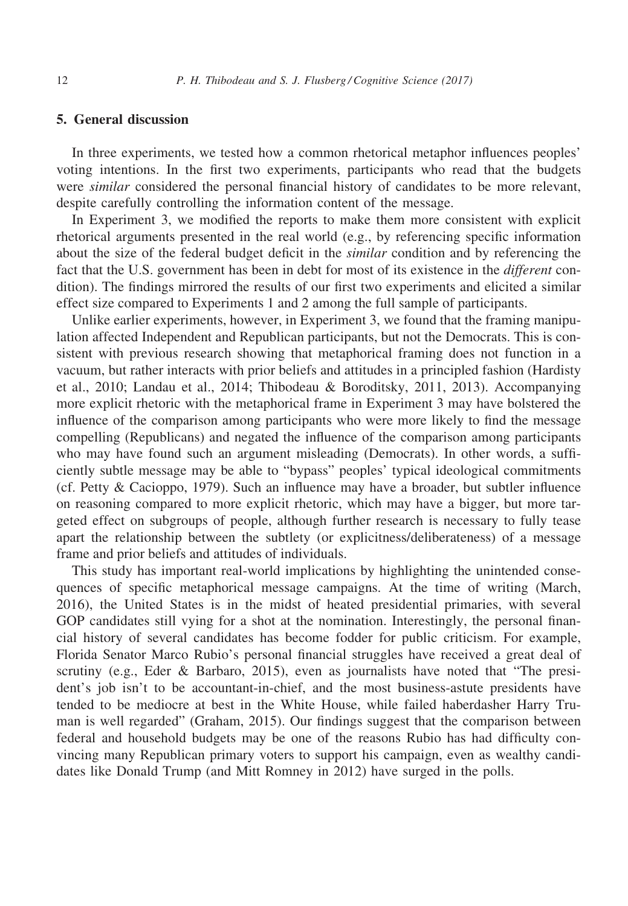## 5. General discussion

In three experiments, we tested how a common rhetorical metaphor influences peoples' voting intentions. In the first two experiments, participants who read that the budgets were *similar* considered the personal financial history of candidates to be more relevant, despite carefully controlling the information content of the message.

In Experiment 3, we modified the reports to make them more consistent with explicit rhetorical arguments presented in the real world (e.g., by referencing specific information about the size of the federal budget deficit in the *similar* condition and by referencing the fact that the U.S. government has been in debt for most of its existence in the *different* condition). The findings mirrored the results of our first two experiments and elicited a similar effect size compared to Experiments 1 and 2 among the full sample of participants.

Unlike earlier experiments, however, in Experiment 3, we found that the framing manipulation affected Independent and Republican participants, but not the Democrats. This is consistent with previous research showing that metaphorical framing does not function in a vacuum, but rather interacts with prior beliefs and attitudes in a principled fashion (Hardisty et al., 2010; Landau et al., 2014; Thibodeau & Boroditsky, 2011, 2013). Accompanying more explicit rhetoric with the metaphorical frame in Experiment 3 may have bolstered the influence of the comparison among participants who were more likely to find the message compelling (Republicans) and negated the influence of the comparison among participants who may have found such an argument misleading (Democrats). In other words, a sufficiently subtle message may be able to "bypass" peoples' typical ideological commitments (cf. Petty & Cacioppo, 1979). Such an influence may have a broader, but subtler influence on reasoning compared to more explicit rhetoric, which may have a bigger, but more targeted effect on subgroups of people, although further research is necessary to fully tease apart the relationship between the subtlety (or explicitness/deliberateness) of a message frame and prior beliefs and attitudes of individuals.

This study has important real-world implications by highlighting the unintended consequences of specific metaphorical message campaigns. At the time of writing (March, 2016), the United States is in the midst of heated presidential primaries, with several GOP candidates still vying for a shot at the nomination. Interestingly, the personal financial history of several candidates has become fodder for public criticism. For example, Florida Senator Marco Rubio's personal financial struggles have received a great deal of scrutiny (e.g., Eder & Barbaro, 2015), even as journalists have noted that "The president's job isn't to be accountant-in-chief, and the most business-astute presidents have tended to be mediocre at best in the White House, while failed haberdasher Harry Truman is well regarded" (Graham, 2015). Our findings suggest that the comparison between federal and household budgets may be one of the reasons Rubio has had difficulty convincing many Republican primary voters to support his campaign, even as wealthy candidates like Donald Trump (and Mitt Romney in 2012) have surged in the polls.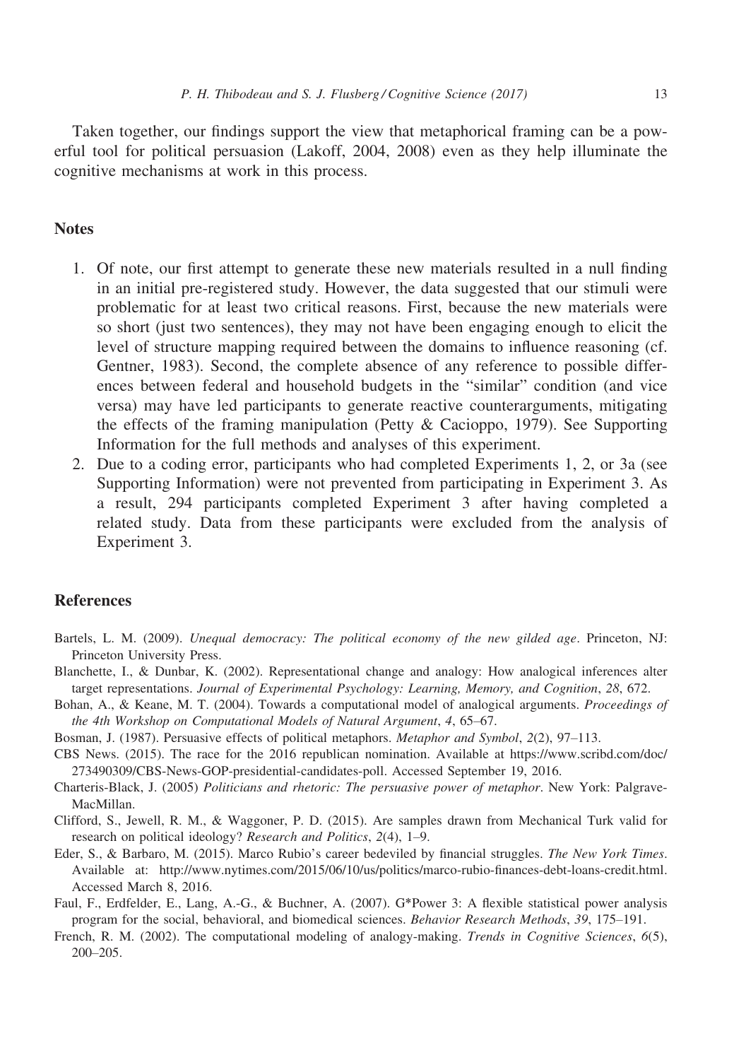Taken together, our findings support the view that metaphorical framing can be a powerful tool for political persuasion (Lakoff, 2004, 2008) even as they help illuminate the cognitive mechanisms at work in this process.

## Notes

1. Of note, our first attempt to generate these new materials resulted in a null finding in an initial pre-registered study. However, the data suggested that our stimuli were problematic for at least two critical reasons. First, because the new materials were so short (just two sentences), they may not have been engaging enough to elicit the level of structure mapping required between the domains to influence reasoning (cf. Gentner, 1983). Second, the complete absence of any reference to possible differences between federal and household budgets in the "similar" condition (and vice versa) may have led participants to generate reactive counterarguments, mitigating the effects of the framing manipulation (Petty & Cacioppo, 1979). See Supporting Information for the full methods and analyses of this experiment.
2. Due to a coding error, participants who had completed Experiments 1, 2, or 3a (see Supporting Information) were not prevented from participating in Experiment 3. As a result, 294 participants completed Experiment 3 after having completed a related study. Data from these participants were excluded from the analysis of Experiment 3.

## References

Bartels, L. M. (2009). *Unequal democracy: The political economy of the new gilded age*. Princeton, NJ: Princeton University Press.

Blanchette, I., & Dunbar, K. (2002). Representational change and analogy: How analogical inferences alter target representations. *Journal of Experimental Psychology: Learning, Memory, and Cognition*, *28*, 672.

Bohan, A., & Keane, M. T. (2004). Towards a computational model of analogical arguments. *Proceedings of the 4th Workshop on Computational Models of Natural Argument*, *4*, 65–67.

Bosman, J. (1987). Persuasive effects of political metaphors. *Metaphor and Symbol*, *2*(2), 97–113.

CBS News. (2015). The race for the 2016 republican nomination. Available at https://www.scribd.com/doc/273490309/CBS-News-GOP-presidential-candidates-poll. Accessed September 19, 2016.

Charteris-Black, J. (2005) *Politicians and rhetoric: The persuasive power of metaphor*. New York: Palgrave-MacMillan.

Clifford, S., Jewell, R. M., & Waggoner, P. D. (2015). Are samples drawn from Mechanical Turk valid for research on political ideology? *Research and Politics*, *2*(4), 1–9.

Eder, S., & Barbaro, M. (2015). Marco Rubio's career bedeviled by financial struggles. *The New York Times*. Available at: http://www.nytimes.com/2015/06/10/us/politics/marco-rubio-finances-debt-loans-credit.html. Accessed March 8, 2016.

Faul, F., Erdfelder, E., Lang, A.-G., & Buchner, A. (2007). G*Power 3: A flexible statistical power analysis program for the social, behavioral, and biomedical sciences. *Behavior Research Methods*, *39*, 175–191.

French, R. M. (2002). The computational modeling of analogy-making. *Trends in Cognitive Sciences*, *6*(5), 200–205.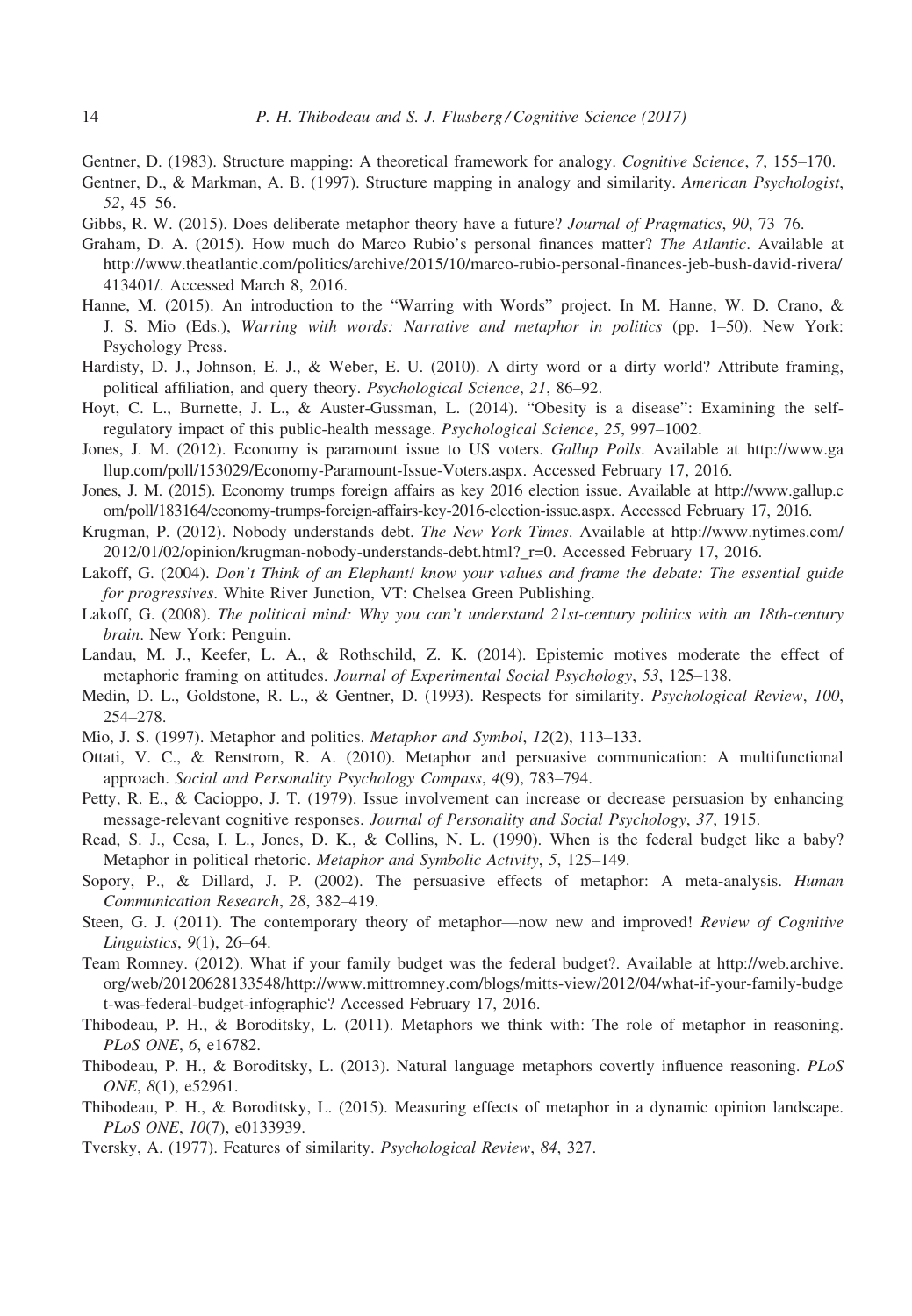Gentner, D. (1983). Structure mapping: A theoretical framework for analogy. *Cognitive Science*, *7*, 155–170.

Gentner, D., & Markman, A. B. (1997). Structure mapping in analogy and similarity. *American Psychologist*, *52*, 45–56.

Gibbs, R. W. (2015). Does deliberate metaphor theory have a future? *Journal of Pragmatics*, *90*, 73–76.

Graham, D. A. (2015). How much do Marco Rubio's personal finances matter? *The Atlantic*. Available at http://www.theatlantic.com/politics/archive/2015/10/marco-rubio-personal-finances-jeb-bush-david-rivera/413401/. Accessed March 8, 2016.

Hanne, M. (2015). An introduction to the "Warring with Words" project. In M. Hanne, W. D. Crano, & J. S. Mio (Eds.), *Warring with words: Narrative and metaphor in politics* (pp. 1–50). New York: Psychology Press.

Hardisty, D. J., Johnson, E. J., & Weber, E. U. (2010). A dirty word or a dirty world? Attribute framing, political affiliation, and query theory. *Psychological Science*, *21*, 86–92.

Hoyt, C. L., Burnette, J. L., & Auster-Gussman, L. (2014). "Obesity is a disease": Examining the self-regulatory impact of this public-health message. *Psychological Science*, *25*, 997–1002.

Jones, J. M. (2012). Economy is paramount issue to US voters. *Gallup Polls*. Available at http://www.gallup.com/poll/153029/Economy-Paramount-Issue-Voters.aspx. Accessed February 17, 2016.

Jones, J. M. (2015). Economy trumps foreign affairs as key 2016 election issue. Available at http://www.gallup.com/poll/183164/economy-trumps-foreign-affairs-key-2016-election-issue.aspx. Accessed February 17, 2016.

Krugman, P. (2012). Nobody understands debt. *The New York Times*. Available at http://www.nytimes.com/2012/01/02/opinion/krugman-nobody-understands-debt.html?_r=0. Accessed February 17, 2016.

Lakoff, G. (2004). *Don't Think of an Elephant! know your values and frame the debate: The essential guide for progressives*. White River Junction, VT: Chelsea Green Publishing.

Lakoff, G. (2008). *The political mind: Why you can't understand 21st-century politics with an 18th-century brain*. New York: Penguin.

Landau, M. J., Keefer, L. A., & Rothschild, Z. K. (2014). Epistemic motives moderate the effect of metaphoric framing on attitudes. *Journal of Experimental Social Psychology*, *53*, 125–138.

Medin, D. L., Goldstone, R. L., & Gentner, D. (1993). Respects for similarity. *Psychological Review*, *100*, 254–278.

Mio, J. S. (1997). Metaphor and politics. *Metaphor and Symbol*, *12*(2), 113–133.

Ottati, V. C., & Renstrom, R. A. (2010). Metaphor and persuasive communication: A multifunctional approach. *Social and Personality Psychology Compass*, *4*(9), 783–794.

Petty, R. E., & Cacioppo, J. T. (1979). Issue involvement can increase or decrease persuasion by enhancing message-relevant cognitive responses. *Journal of Personality and Social Psychology*, *37*, 1915.

Read, S. J., Cesa, I. L., Jones, D. K., & Collins, N. L. (1990). When is the federal budget like a baby? Metaphor in political rhetoric. *Metaphor and Symbolic Activity*, *5*, 125–149.

Sopory, P., & Dillard, J. P. (2002). The persuasive effects of metaphor: A meta-analysis. *Human Communication Research*, *28*, 382–419.

Steen, G. J. (2011). The contemporary theory of metaphor—now new and improved! *Review of Cognitive Linguistics*, *9*(1), 26–64.

Team Romney. (2012). What if your family budget was the federal budget?. Available at http://web.archive.org/web/20120628133548/http://www.mittromney.com/blogs/mitts-view/2012/04/what-if-your-family-budget-was-federal-budget-infographic? Accessed February 17, 2016.

Thibodeau, P. H., & Boroditsky, L. (2011). Metaphors we think with: The role of metaphor in reasoning. *PLoS ONE*, *6*, e16782.

Thibodeau, P. H., & Boroditsky, L. (2013). Natural language metaphors covertly influence reasoning. *PLoS ONE*, *8*(1), e52961.

Thibodeau, P. H., & Boroditsky, L. (2015). Measuring effects of metaphor in a dynamic opinion landscape. *PLoS ONE*, *10*(7), e0133939.

Tversky, A. (1977). Features of similarity. *Psychological Review*, *84*, 327.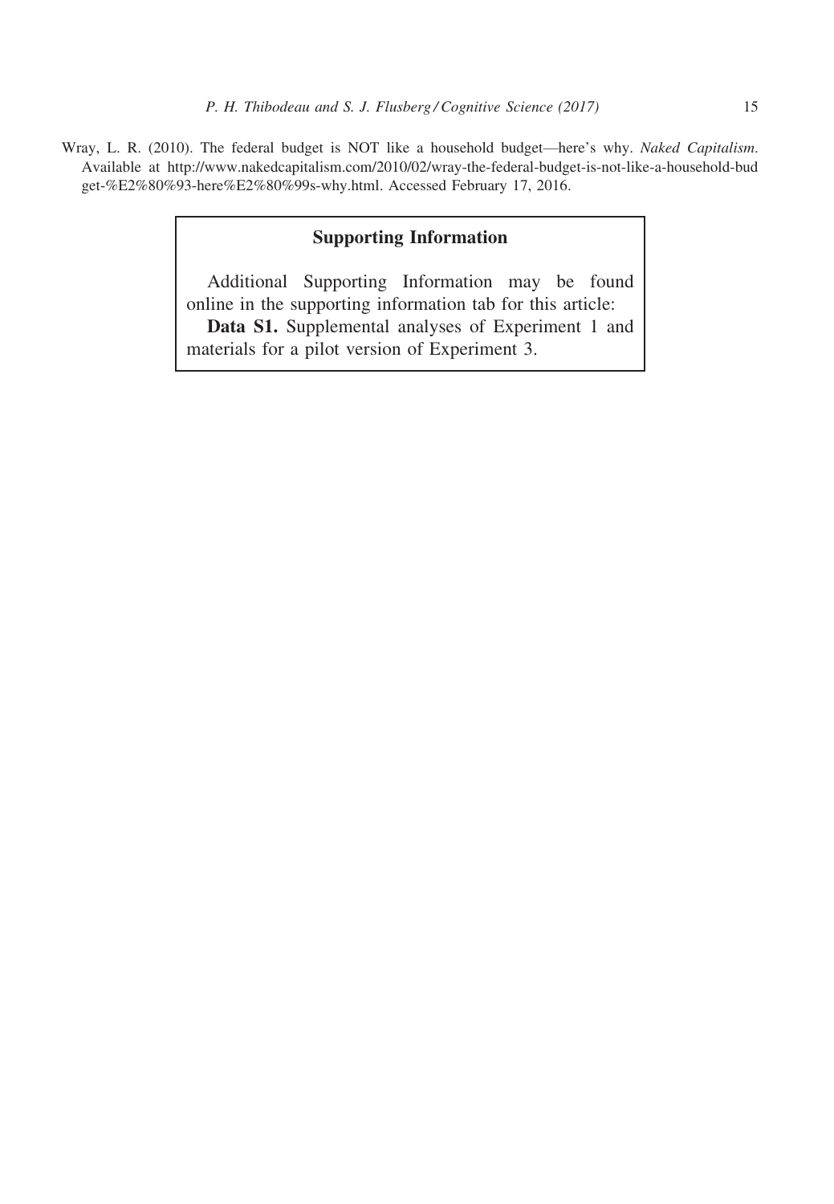Wray, L. R. (2010). The federal budget is NOT like a household budget—here's why. *Naked Capitalism*. Available at http://www.nakedcapitalism.com/2010/02/wray-the-federal-budget-is-not-like-a-household-budget-%E2%80%93-here%E2%80%99s-why.html. Accessed February 17, 2016.

## Supporting Information

Additional Supporting Information may be found online in the supporting information tab for this article:

**Data S1.** Supplemental analyses of Experiment 1 and materials for a pilot version of Experiment 3.